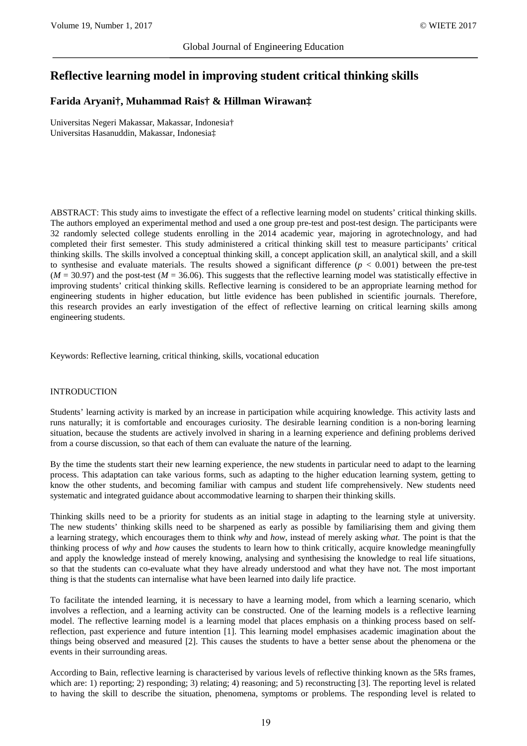# Reflective learning model in improving student critical thinking skills

**Farida Aryani†, Muhammad Rais† & Hillman Wirawan‡**

Universitas Negeri Makassar, Makassar, Indonesia†
Universitas Hasanuddin, Makassar, Indonesia‡

ABSTRACT: This study aims to investigate the effect of a reflective learning model on students' critical thinking skills. The authors employed an experimental method and used a one group pre-test and post-test design. The participants were 32 randomly selected college students enrolling in the 2014 academic year, majoring in agrotechnology, and had completed their first semester. This study administered a critical thinking skill test to measure participants' critical thinking skills. The skills involved a conceptual thinking skill, a concept application skill, an analytical skill, and a skill to synthesise and evaluate materials. The results showed a significant difference ($p < 0.001$) between the pre-test ($M = 30.97$) and the post-test ($M = 36.06$). This suggests that the reflective learning model was statistically effective in improving students' critical thinking skills. Reflective learning is considered to be an appropriate learning method for engineering students in higher education, but little evidence has been published in scientific journals. Therefore, this research provides an early investigation of the effect of reflective learning on critical learning skills among engineering students.

Keywords: Reflective learning, critical thinking, skills, vocational education

## INTRODUCTION

Students' learning activity is marked by an increase in participation while acquiring knowledge. This activity lasts and runs naturally; it is comfortable and encourages curiosity. The desirable learning condition is a non-boring learning situation, because the students are actively involved in sharing in a learning experience and defining problems derived from a course discussion, so that each of them can evaluate the nature of the learning.

By the time the students start their new learning experience, the new students in particular need to adapt to the learning process. This adaptation can take various forms, such as adapting to the higher education learning system, getting to know the other students, and becoming familiar with campus and student life comprehensively. New students need systematic and integrated guidance about accommodative learning to sharpen their thinking skills.

Thinking skills need to be a priority for students as an initial stage in adapting to the learning style at university. The new students' thinking skills need to be sharpened as early as possible by familiarising them and giving them a learning strategy, which encourages them to think *why* and *how*, instead of merely asking *what*. The point is that the thinking process of *why* and *how* causes the students to learn how to think critically, acquire knowledge meaningfully and apply the knowledge instead of merely knowing, analysing and synthesising the knowledge to real life situations, so that the students can co-evaluate what they have already understood and what they have not. The most important thing is that the students can internalise what have been learned into daily life practice.

To facilitate the intended learning, it is necessary to have a learning model, from which a learning scenario, which involves a reflection, and a learning activity can be constructed. One of the learning models is a reflective learning model. The reflective learning model is a learning model that places emphasis on a thinking process based on self-reflection, past experience and future intention [1]. This learning model emphasises academic imagination about the things being observed and measured [2]. This causes the students to have a better sense about the phenomena or the events in their surrounding areas.

According to Bain, reflective learning is characterised by various levels of reflective thinking known as the 5Rs frames, which are: 1) reporting; 2) responding; 3) relating; 4) reasoning; and 5) reconstructing [3]. The reporting level is related to having the skill to describe the situation, phenomena, symptoms or problems. The responding level is related to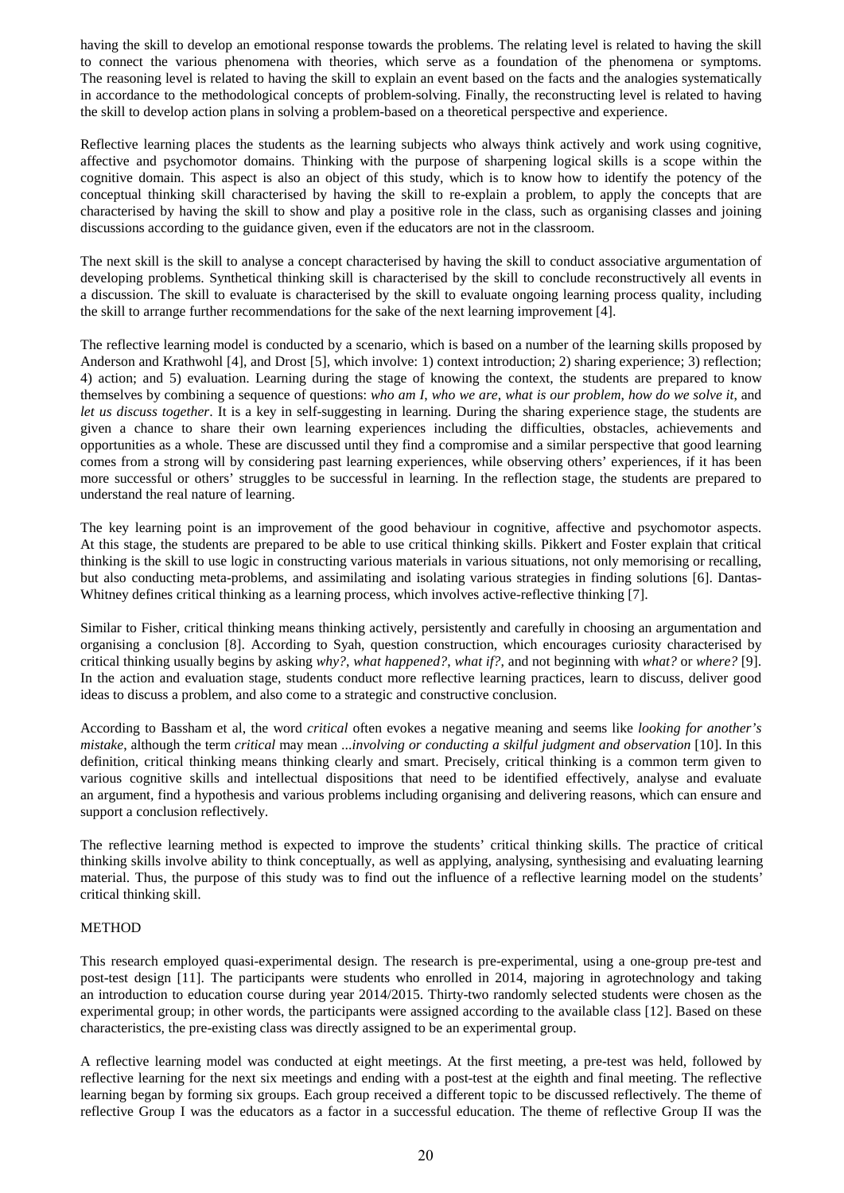having the skill to develop an emotional response towards the problems. The relating level is related to having the skill to connect the various phenomena with theories, which serve as a foundation of the phenomena or symptoms. The reasoning level is related to having the skill to explain an event based on the facts and the analogies systematically in accordance to the methodological concepts of problem-solving. Finally, the reconstructing level is related to having the skill to develop action plans in solving a problem-based on a theoretical perspective and experience.

Reflective learning places the students as the learning subjects who always think actively and work using cognitive, affective and psychomotor domains. Thinking with the purpose of sharpening logical skills is a scope within the cognitive domain. This aspect is also an object of this study, which is to know how to identify the potency of the conceptual thinking skill characterised by having the skill to re-explain a problem, to apply the concepts that are characterised by having the skill to show and play a positive role in the class, such as organising classes and joining discussions according to the guidance given, even if the educators are not in the classroom.

The next skill is the skill to analyse a concept characterised by having the skill to conduct associative argumentation of developing problems. Synthetical thinking skill is characterised by the skill to conclude reconstructively all events in a discussion. The skill to evaluate is characterised by the skill to evaluate ongoing learning process quality, including the skill to arrange further recommendations for the sake of the next learning improvement [4].

The reflective learning model is conducted by a scenario, which is based on a number of the learning skills proposed by Anderson and Krathwohl [4], and Drost [5], which involve: 1) context introduction; 2) sharing experience; 3) reflection; 4) action; and 5) evaluation. Learning during the stage of knowing the context, the students are prepared to know themselves by combining a sequence of questions: *who am I*, *who we are*, *what is our problem*, *how do we solve it*, and *let us discuss together*. It is a key in self-suggesting in learning. During the sharing experience stage, the students are given a chance to share their own learning experiences including the difficulties, obstacles, achievements and opportunities as a whole. These are discussed until they find a compromise and a similar perspective that good learning comes from a strong will by considering past learning experiences, while observing others' experiences, if it has been more successful or others' struggles to be successful in learning. In the reflection stage, the students are prepared to understand the real nature of learning.

The key learning point is an improvement of the good behaviour in cognitive, affective and psychomotor aspects. At this stage, the students are prepared to be able to use critical thinking skills. Pikkert and Foster explain that critical thinking is the skill to use logic in constructing various materials in various situations, not only memorising or recalling, but also conducting meta-problems, and assimilating and isolating various strategies in finding solutions [6]. Dantas-Whitney defines critical thinking as a learning process, which involves active-reflective thinking [7].

Similar to Fisher, critical thinking means thinking actively, persistently and carefully in choosing an argumentation and organising a conclusion [8]. According to Syah, question construction, which encourages curiosity characterised by critical thinking usually begins by asking *why?*, *what happened?*, *what if?*, and not beginning with *what?* or *where?* [9]. In the action and evaluation stage, students conduct more reflective learning practices, learn to discuss, deliver good ideas to discuss a problem, and also come to a strategic and constructive conclusion.

According to Bassham et al, the word *critical* often evokes a negative meaning and seems like *looking for another's mistake*, although the term *critical* may mean *...involving or conducting a skilful judgment and observation* [10]. In this definition, critical thinking means thinking clearly and smart. Precisely, critical thinking is a common term given to various cognitive skills and intellectual dispositions that need to be identified effectively, analyse and evaluate an argument, find a hypothesis and various problems including organising and delivering reasons, which can ensure and support a conclusion reflectively.

The reflective learning method is expected to improve the students' critical thinking skills. The practice of critical thinking skills involve ability to think conceptually, as well as applying, analysing, synthesising and evaluating learning material. Thus, the purpose of this study was to find out the influence of a reflective learning model on the students' critical thinking skill.

## METHOD

This research employed quasi-experimental design. The research is pre-experimental, using a one-group pre-test and post-test design [11]. The participants were students who enrolled in 2014, majoring in agrotechnology and taking an introduction to education course during year 2014/2015. Thirty-two randomly selected students were chosen as the experimental group; in other words, the participants were assigned according to the available class [12]. Based on these characteristics, the pre-existing class was directly assigned to be an experimental group.

A reflective learning model was conducted at eight meetings. At the first meeting, a pre-test was held, followed by reflective learning for the next six meetings and ending with a post-test at the eighth and final meeting. The reflective learning began by forming six groups. Each group received a different topic to be discussed reflectively. The theme of reflective Group I was the educators as a factor in a successful education. The theme of reflective Group II was the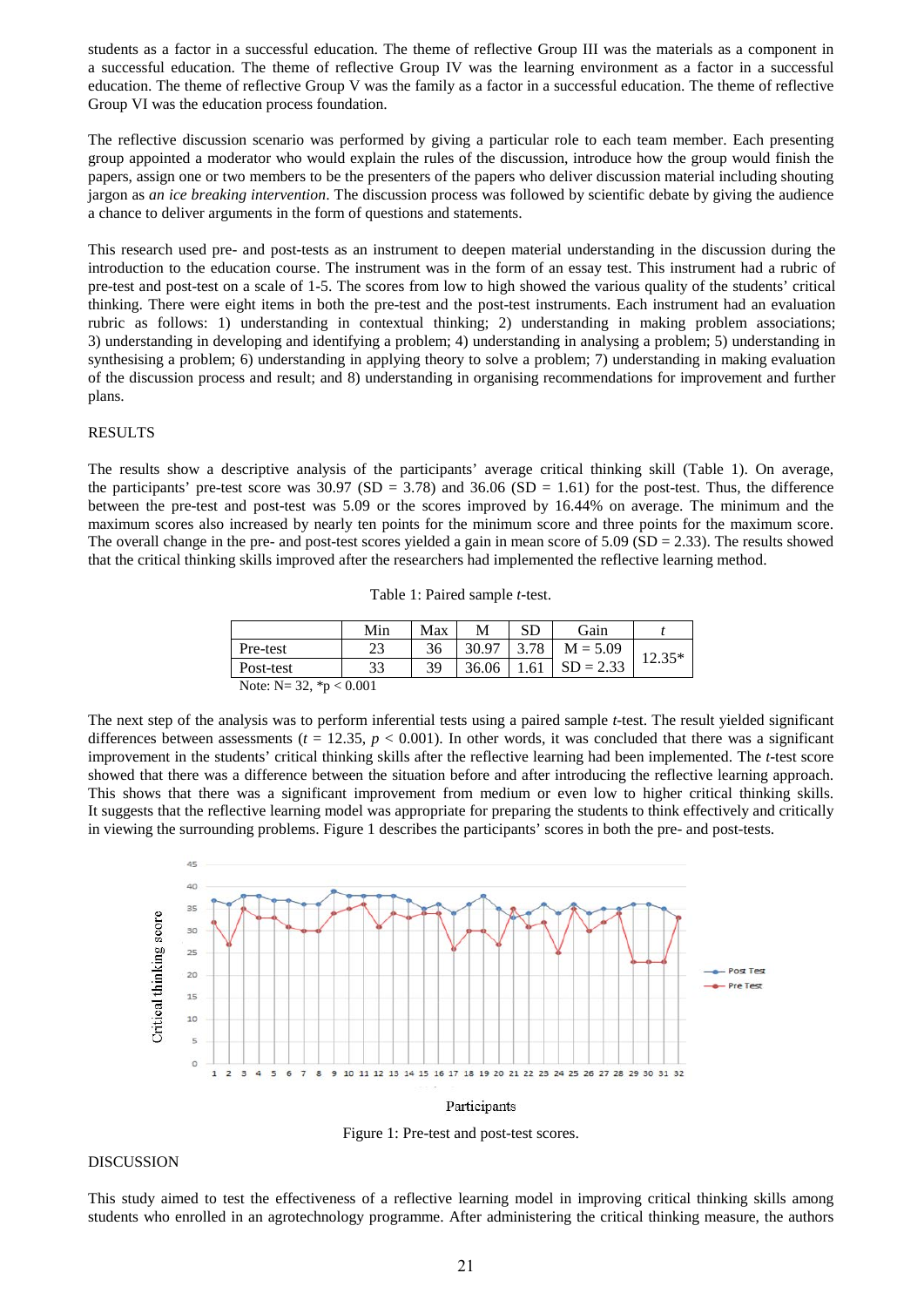students as a factor in a successful education. The theme of reflective Group III was the materials as a component in a successful education. The theme of reflective Group IV was the learning environment as a factor in a successful education. The theme of reflective Group V was the family as a factor in a successful education. The theme of reflective Group VI was the education process foundation.

The reflective discussion scenario was performed by giving a particular role to each team member. Each presenting group appointed a moderator who would explain the rules of the discussion, introduce how the group would finish the papers, assign one or two members to be the presenters of the papers who deliver discussion material including shouting jargon as *an ice breaking intervention*. The discussion process was followed by scientific debate by giving the audience a chance to deliver arguments in the form of questions and statements.

This research used pre- and post-tests as an instrument to deepen material understanding in the discussion during the introduction to the education course. The instrument was in the form of an essay test. This instrument had a rubric of pre-test and post-test on a scale of 1-5. The scores from low to high showed the various quality of the students' critical thinking. There were eight items in both the pre-test and the post-test instruments. Each instrument had an evaluation rubric as follows: 1) understanding in contextual thinking; 2) understanding in making problem associations; 3) understanding in developing and identifying a problem; 4) understanding in analysing a problem; 5) understanding in synthesising a problem; 6) understanding in applying theory to solve a problem; 7) understanding in making evaluation of the discussion process and result; and 8) understanding in organising recommendations for improvement and further plans.

## RESULTS

The results show a descriptive analysis of the participants' average critical thinking skill (Table 1). On average, the participants' pre-test score was 30.97 (SD = 3.78) and 36.06 (SD = 1.61) for the post-test. Thus, the difference between the pre-test and post-test was 5.09 or the scores improved by 16.44% on average. The minimum and the maximum scores also increased by nearly ten points for the minimum score and three points for the maximum score. The overall change in the pre- and post-test scores yielded a gain in mean score of 5.09 (SD = 2.33). The results showed that the critical thinking skills improved after the researchers had implemented the reflective learning method.

Table 1: Paired sample *t*-test.

| | Min | Max | M | SD | Gain | *t* |
|---|---|---|---|---|---|---|
| Pre-test | 23 | 36 | 30.97 | 3.78 | M = 5.09 | 12.35* |
| Post-test | 33 | 39 | 36.06 | 1.61 | SD = 2.33 | |

Note: N= 32, *p < 0.001

The next step of the analysis was to perform inferential tests using a paired sample *t*-test. The result yielded significant differences between assessments ($t$ = 12.35, $p < 0.001$). In other words, it was concluded that there was a significant improvement in the students' critical thinking skills after the reflective learning had been implemented. The *t*-test score showed that there was a difference between the situation before and after introducing the reflective learning approach. This shows that there was a significant improvement from medium or even low to higher critical thinking skills. It suggests that the reflective learning model was appropriate for preparing the students to think effectively and critically in viewing the surrounding problems. Figure 1 describes the participants' scores in both the pre- and post-tests.

Figure 1: Pre-test and post-test scores.

## DISCUSSION

This study aimed to test the effectiveness of a reflective learning model in improving critical thinking skills among students who enrolled in an agrotechnology programme. After administering the critical thinking measure, the authors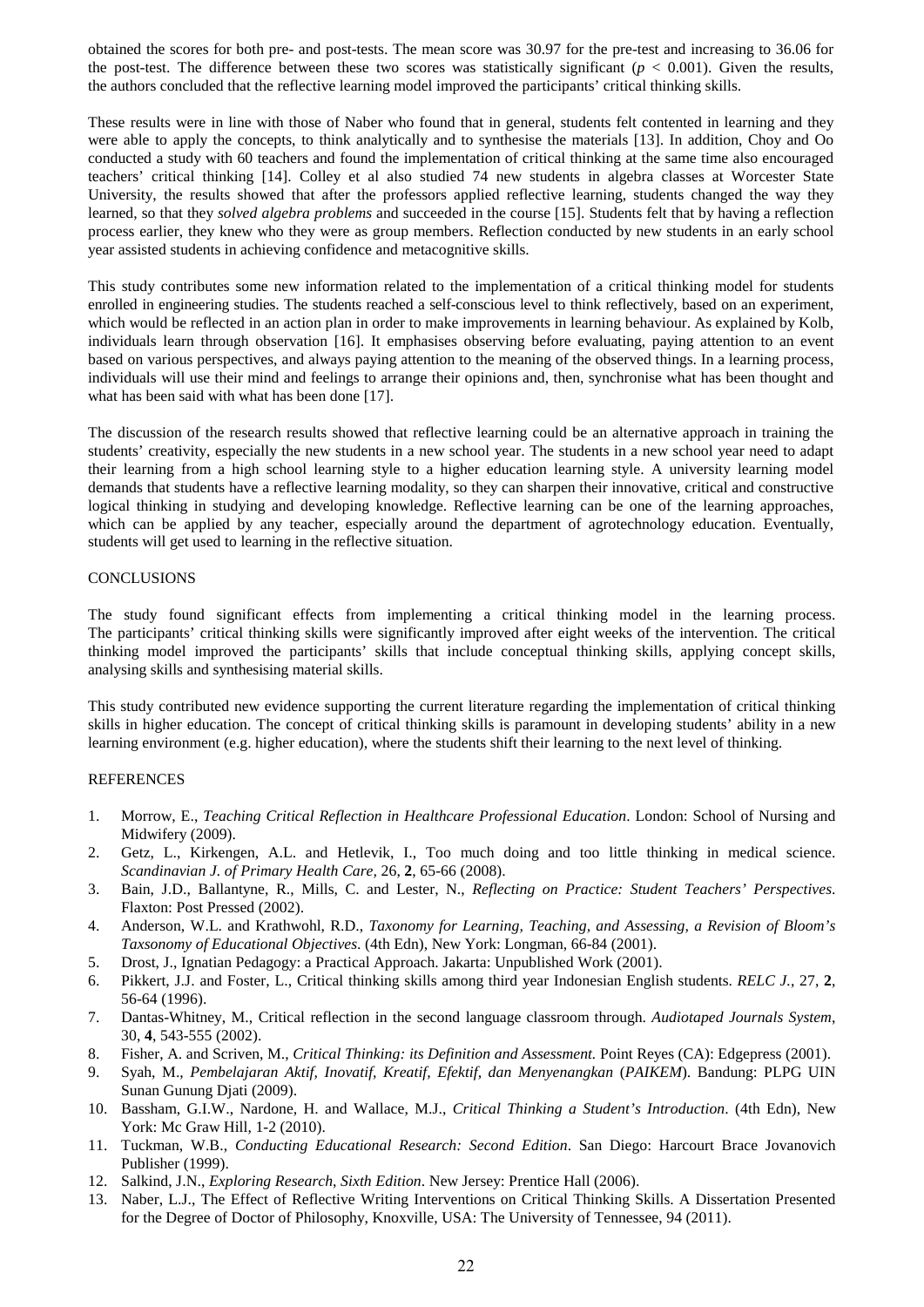obtained the scores for both pre- and post-tests. The mean score was 30.97 for the pre-test and increasing to 36.06 for the post-test. The difference between these two scores was statistically significant ($p < 0.001$). Given the results, the authors concluded that the reflective learning model improved the participants' critical thinking skills.

These results were in line with those of Naber who found that in general, students felt contented in learning and they were able to apply the concepts, to think analytically and to synthesise the materials [13]. In addition, Choy and Oo conducted a study with 60 teachers and found the implementation of critical thinking at the same time also encouraged teachers' critical thinking [14]. Colley et al also studied 74 new students in algebra classes at Worcester State University, the results showed that after the professors applied reflective learning, students changed the way they learned, so that they *solved algebra problems* and succeeded in the course [15]. Students felt that by having a reflection process earlier, they knew who they were as group members. Reflection conducted by new students in an early school year assisted students in achieving confidence and metacognitive skills.

This study contributes some new information related to the implementation of a critical thinking model for students enrolled in engineering studies. The students reached a self-conscious level to think reflectively, based on an experiment, which would be reflected in an action plan in order to make improvements in learning behaviour. As explained by Kolb, individuals learn through observation [16]. It emphasises observing before evaluating, paying attention to an event based on various perspectives, and always paying attention to the meaning of the observed things. In a learning process, individuals will use their mind and feelings to arrange their opinions and, then, synchronise what has been thought and what has been said with what has been done [17].

The discussion of the research results showed that reflective learning could be an alternative approach in training the students' creativity, especially the new students in a new school year. The students in a new school year need to adapt their learning from a high school learning style to a higher education learning style. A university learning model demands that students have a reflective learning modality, so they can sharpen their innovative, critical and constructive logical thinking in studying and developing knowledge. Reflective learning can be one of the learning approaches, which can be applied by any teacher, especially around the department of agrotechnology education. Eventually, students will get used to learning in the reflective situation.

## CONCLUSIONS

The study found significant effects from implementing a critical thinking model in the learning process. The participants' critical thinking skills were significantly improved after eight weeks of the intervention. The critical thinking model improved the participants' skills that include conceptual thinking skills, applying concept skills, analysing skills and synthesising material skills.

This study contributed new evidence supporting the current literature regarding the implementation of critical thinking skills in higher education. The concept of critical thinking skills is paramount in developing students' ability in a new learning environment (e.g. higher education), where the students shift their learning to the next level of thinking.

## REFERENCES

1. Morrow, E., *Teaching Critical Reflection in Healthcare Professional Education*. London: School of Nursing and Midwifery (2009).
2. Getz, L., Kirkengen, A.L. and Hetlevik, I., Too much doing and too little thinking in medical science. *Scandinavian J. of Primary Health Care,* 26, **2**, 65-66 (2008).
3. Bain, J.D., Ballantyne, R., Mills, C. and Lester, N., *Reflecting on Practice: Student Teachers' Perspectives*. Flaxton: Post Pressed (2002).
4. Anderson, W.L. and Krathwohl, R.D., *Taxonomy for Learning, Teaching, and Assessing, a Revision of Bloom's Taxsonomy of Educational Objectives*. (4th Edn), New York: Longman, 66-84 (2001).
5. Drost, J., Ignatian Pedagogy: a Practical Approach. Jakarta: Unpublished Work (2001).
6. Pikkert, J.J. and Foster, L., Critical thinking skills among third year Indonesian English students. *RELC J.*, 27, **2**, 56-64 (1996).
7. Dantas-Whitney, M., Critical reflection in the second language classroom through. *Audiotaped Journals System*, 30, **4**, 543-555 (2002).
8. Fisher, A. and Scriven, M., *Critical Thinking: its Definition and Assessment.* Point Reyes (CA): Edgepress (2001).
9. Syah, M., *Pembelajaran Aktif, Inovatif, Kreatif, Efektif, dan Menyenangkan* (*PAIKEM*). Bandung: PLPG UIN Sunan Gunung Djati (2009).
10. Bassham, G.I.W., Nardone, H. and Wallace, M.J., *Critical Thinking a Student's Introduction*. (4th Edn), New York: Mc Graw Hill, 1-2 (2010).
11. Tuckman, W.B., *Conducting Educational Research: Second Edition*. San Diego: Harcourt Brace Jovanovich Publisher (1999).
12. Salkind, J.N., *Exploring Research, Sixth Edition*. New Jersey: Prentice Hall (2006).
13. Naber, L.J., The Effect of Reflective Writing Interventions on Critical Thinking Skills. A Dissertation Presented for the Degree of Doctor of Philosophy, Knoxville, USA: The University of Tennessee, 94 (2011).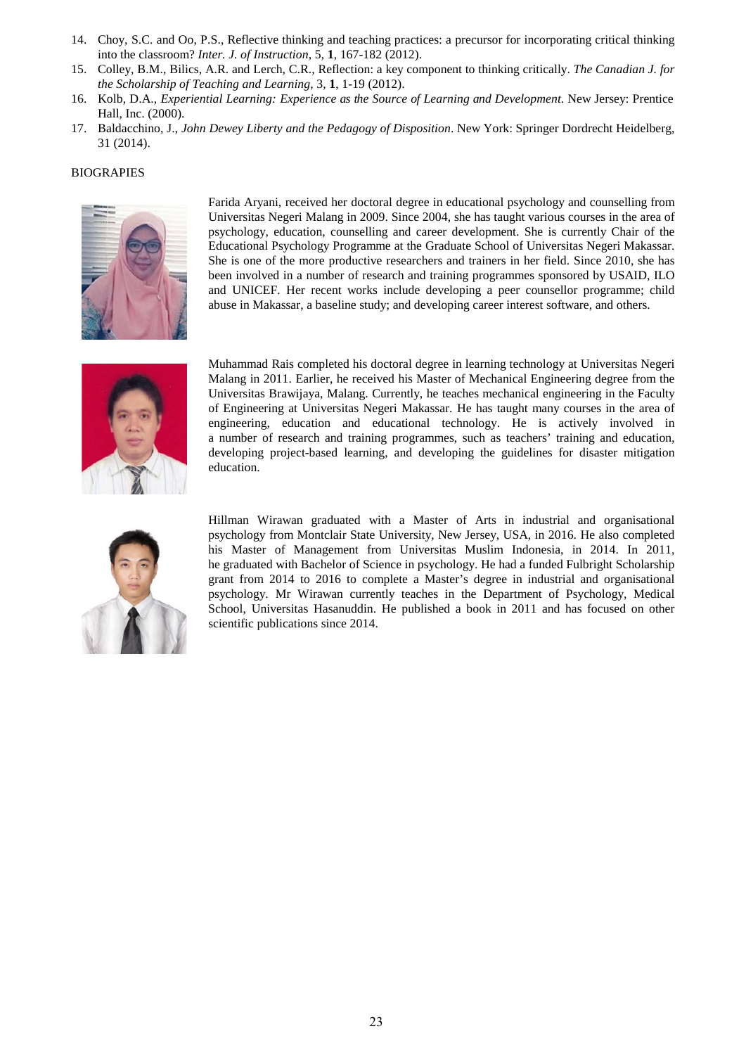14. Choy, S.C. and Oo, P.S., Reflective thinking and teaching practices: a precursor for incorporating critical thinking into the classroom? *Inter. J. of Instruction*, 5, **1**, 167-182 (2012).
15. Colley, B.M., Bilics, A.R. and Lerch, C.R., Reflection: a key component to thinking critically. *The Canadian J. for the Scholarship of Teaching and Learning*, 3, **1**, 1-19 (2012).
16. Kolb, D.A., *Experiential Learning: Experience as the Source of Learning and Development*. New Jersey: Prentice Hall, Inc. (2000).
17. Baldacchino, J., *John Dewey Liberty and the Pedagogy of Disposition*. New York: Springer Dordrecht Heidelberg, 31 (2014).

BIOGRAPIES

Farida Aryani, received her doctoral degree in educational psychology and counselling from Universitas Negeri Malang in 2009. Since 2004, she has taught various courses in the area of psychology, education, counselling and career development. She is currently Chair of the Educational Psychology Programme at the Graduate School of Universitas Negeri Makassar. She is one of the more productive researchers and trainers in her field. Since 2010, she has been involved in a number of research and training programmes sponsored by USAID, ILO and UNICEF. Her recent works include developing a peer counsellor programme; child abuse in Makassar, a baseline study; and developing career interest software, and others.

Muhammad Rais completed his doctoral degree in learning technology at Universitas Negeri Malang in 2011. Earlier, he received his Master of Mechanical Engineering degree from the Universitas Brawijaya, Malang. Currently, he teaches mechanical engineering in the Faculty of Engineering at Universitas Negeri Makassar. He has taught many courses in the area of engineering, education and educational technology. He is actively involved in a number of research and training programmes, such as teachers' training and education, developing project-based learning, and developing the guidelines for disaster mitigation education.

Hillman Wirawan graduated with a Master of Arts in industrial and organisational psychology from Montclair State University, New Jersey, USA, in 2016. He also completed his Master of Management from Universitas Muslim Indonesia, in 2014. In 2011, he graduated with Bachelor of Science in psychology. He had a funded Fulbright Scholarship grant from 2014 to 2016 to complete a Master's degree in industrial and organisational psychology. Mr Wirawan currently teaches in the Department of Psychology, Medical School, Universitas Hasanuddin. He published a book in 2011 and has focused on other scientific publications since 2014.